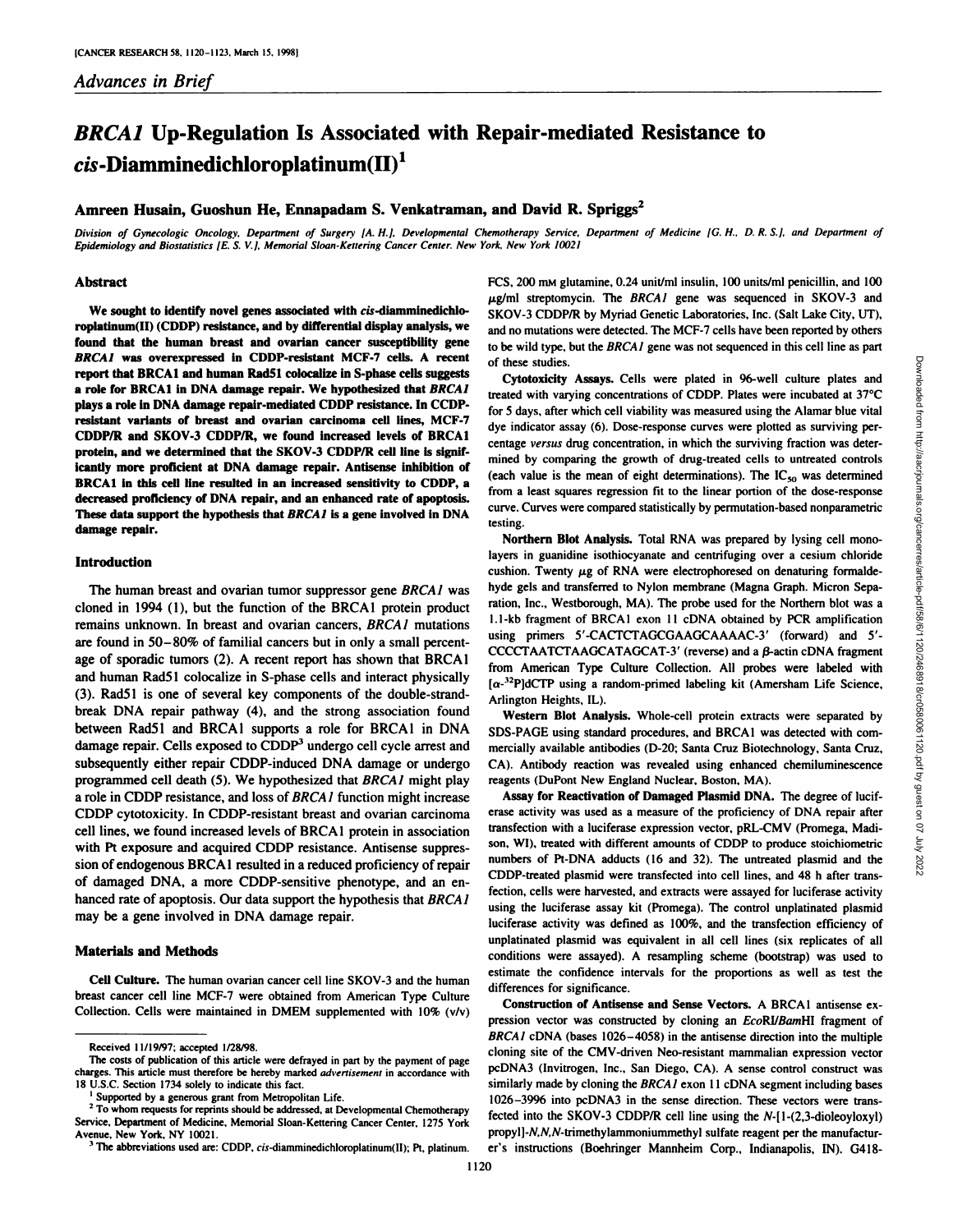*Advances in Brief*

# *BRCA1* Up-Regulation Is Associated with Repair-mediated Resistance to *cis*-Diamminedichloroplatinum(II)[1]

**Amreen Husain, Guoshun He, Ennapadam S. Venkatraman, and David R. Spriggs[2]**

Division of Gynecologic Oncology, Department of Surgery [A. H.], Developmental Chemotherapy Service, Department of Medicine [G. H., D. R. S.], and Department of Epidemiology and Biostatistics [E. S. V.], Memorial Sloan-Kettering Cancer Center, New York, New York 10021

## Abstract

**We sought to identify novel genes associated with *cis*-diamminedichloroplatinum(II) (CDDP) resistance, and by differential display analysis, we found that the human breast and ovarian cancer susceptibility gene *BRCA1* was overexpressed in CDDP-resistant MCF-7 cells. A recent report that BRCA1 and human Rad51 colocalize in S-phase cells suggests a role for BRCA1 in DNA damage repair. We hypothesized that *BRCA1* plays a role in DNA damage repair-mediated CDDP resistance. In CCDP-resistant variants of breast and ovarian carcinoma cell lines, MCF-7 CDDP/R and SKOV-3 CDDP/R, we found increased levels of BRCA1 protein, and we determined that the SKOV-3 CDDP/R cell line is significantly more proficient at DNA damage repair. Antisense inhibition of BRCA1 in this cell line resulted in an increased sensitivity to CDDP, a decreased proficiency of DNA repair, and an enhanced rate of apoptosis. These data support the hypothesis that *BRCA1* is a gene involved in DNA damage repair.**

## Introduction

The human breast and ovarian tumor suppressor gene *BRCA1* was cloned in 1994 (1), but the function of the BRCA1 protein product remains unknown. In breast and ovarian cancers, *BRCA1* mutations are found in 50–80% of familial cancers but in only a small percentage of sporadic tumors (2). A recent report has shown that BRCA1 and human Rad51 colocalize in S-phase cells and interact physically (3). Rad51 is one of several key components of the double-strand-break DNA repair pathway (4), and the strong association found between Rad51 and BRCA1 supports a role for BRCA1 in DNA damage repair. Cells exposed to CDDP[3] undergo cell cycle arrest and subsequently either repair CDDP-induced DNA damage or undergo programmed cell death (5). We hypothesized that *BRCA1* might play a role in CDDP resistance, and loss of *BRCA1* function might increase CDDP cytotoxicity. In CDDP-resistant breast and ovarian carcinoma cell lines, we found increased levels of BRCA1 protein in association with Pt exposure and acquired CDDP resistance. Antisense suppression of endogenous BRCA1 resulted in a reduced proficiency of repair of damaged DNA, a more CDDP-sensitive phenotype, and an enhanced rate of apoptosis. Our data support the hypothesis that *BRCA1* may be a gene involved in DNA damage repair.

## Materials and Methods

**Cell Culture.** The human ovarian cancer cell line SKOV-3 and the human breast cancer cell line MCF-7 were obtained from American Type Culture Collection. Cells were maintained in DMEM supplemented with 10% (v/v) FCS, 200 mM glutamine, 0.24 unit/ml insulin, 100 units/ml penicillin, and 100 μg/ml streptomycin. The *BRCA1* gene was sequenced in SKOV-3 and SKOV-3 CDDP/R by Myriad Genetic Laboratories, Inc. (Salt Lake City, UT), and no mutations were detected. The MCF-7 cells have been reported by others to be wild type, but the *BRCA1* gene was not sequenced in this cell line as part of these studies.

**Cytotoxicity Assays.** Cells were plated in 96-well culture plates and treated with varying concentrations of CDDP. Plates were incubated at 37°C for 5 days, after which cell viability was measured using the Alamar blue vital dye indicator assay (6). Dose-response curves were plotted as surviving percentage *versus* drug concentration, in which the surviving fraction was determined by comparing the growth of drug-treated cells to untreated controls (each value is the mean of eight determinations). The $IC_{50}$ was determined from a least squares regression fit to the linear portion of the dose-response curve. Curves were compared statistically by permutation-based nonparametric testing.

**Northern Blot Analysis.** Total RNA was prepared by lysing cell monolayers in guanidine isothiocyanate and centrifuging over a cesium chloride cushion. Twenty μg of RNA were electrophoresed on denaturing formaldehyde gels and transferred to Nylon membrane (Magna Graph. Micron Separation, Inc., Westborough, MA). The probe used for the Northern blot was a 1.1-kb fragment of BRCA1 exon 11 cDNA obtained by PCR amplification using primers 5′-CACTCTAGCGAAGCAAAAC-3′ (forward) and 5′-CCCCTAATCTAAGCATAGCAT-3′ (reverse) and a β-actin cDNA fragment from American Type Culture Collection. All probes were labeled with [$\alpha$-$^{32}$P]dCTP using a random-primed labeling kit (Amersham Life Science, Arlington Heights, IL).

**Western Blot Analysis.** Whole-cell protein extracts were separated by SDS-PAGE using standard procedures, and BRCA1 was detected with commercially available antibodies (D-20; Santa Cruz Biotechnology, Santa Cruz, CA). Antibody reaction was revealed using enhanced chemiluminescence reagents (DuPont New England Nuclear, Boston, MA).

**Assay for Reactivation of Damaged Plasmid DNA.** The degree of luciferase activity was used as a measure of the proficiency of DNA repair after transfection with a luciferase expression vector, pRL-CMV (Promega, Madison, WI), treated with different amounts of CDDP to produce stoichiometric numbers of Pt-DNA adducts (16 and 32). The untreated plasmid and the CDDP-treated plasmid were transfected into cell lines, and 48 h after transfection, cells were harvested, and extracts were assayed for luciferase activity using the luciferase assay kit (Promega). The control unplatinated plasmid luciferase activity was defined as 100%, and the transfection efficiency of unplatinated plasmid was equivalent in all cell lines (six replicates of all conditions were assayed). A resampling scheme (bootstrap) was used to estimate the confidence intervals for the proportions as well as test the differences for significance.

**Construction of Antisense and Sense Vectors.** A BRCA1 antisense expression vector was constructed by cloning an *Eco*RI/*Bam*HI fragment of *BRCA1* cDNA (bases 1026–4058) in the antisense direction into the multiple cloning site of the CMV-driven Neo-resistant mammalian expression vector pcDNA3 (Invitrogen, Inc., San Diego, CA). A sense control construct was similarly made by cloning the *BRCA1* exon 11 cDNA segment including bases 1026–3996 into pcDNA3 in the sense direction. These vectors were transfected into the SKOV-3 CDDP/R cell line using the *N*-[1-(2,3-dioleoyloxyl) propyl]-*N,N,N*-trimethylammoniummethyl sulfate reagent per the manufacturer's instructions (Boehringer Mannheim Corp., Indianapolis, IN). G418-

---

Received 11/19/97; accepted 1/28/98.

The costs of publication of this article were defrayed in part by the payment of page charges. This article must therefore be hereby marked *advertisement* in accordance with 18 U.S.C. Section 1734 solely to indicate this fact.

[1] Supported by a generous grant from Metropolitan Life.

[2] To whom requests for reprints should be addressed, at Developmental Chemotherapy Service, Department of Medicine, Memorial Sloan-Kettering Cancer Center, 1275 York Avenue, New York, NY 10021.

[3] The abbreviations used are: CDDP, *cis*-diamminedichloroplatinum(II); Pt, platinum.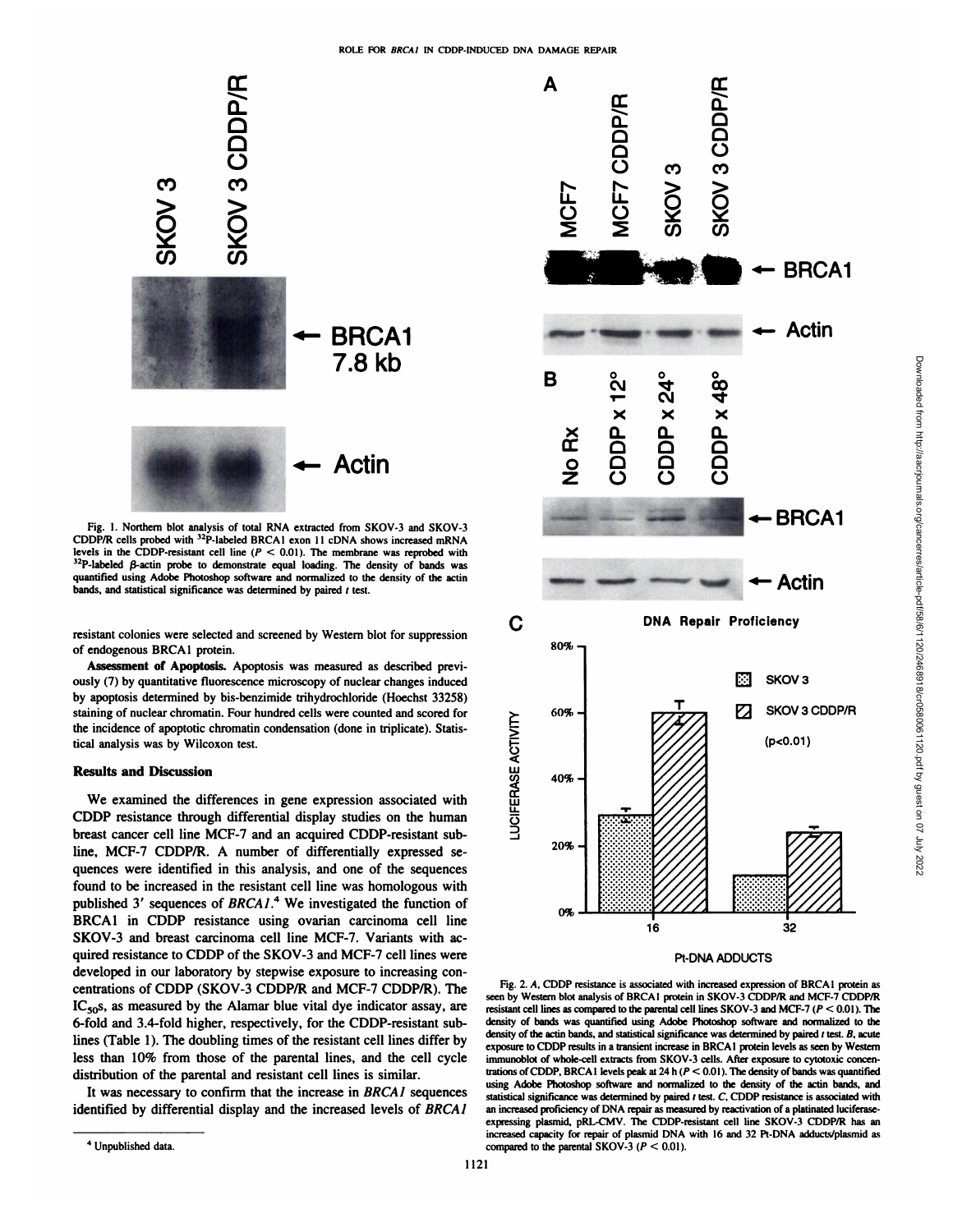Fig. 1. Northern blot analysis of total RNA extracted from SKOV-3 and SKOV-3 CDDP/R cells probed with $^{32}$P-labeled BRCA1 exon 11 cDNA shows increased mRNA levels in the CDDP-resistant cell line ($P < 0.01$). The membrane was reprobed with $^{32}$P-labeled β-actin probe to demonstrate equal loading. The density of bands was quantified using Adobe Photoshop software and normalized to the density of the actin bands, and statistical significance was determined by paired *t* test.

resistant colonies were selected and screened by Western blot for suppression of endogenous BRCA1 protein.

**Assessment of Apoptosis.** Apoptosis was measured as described previously (7) by quantitative fluorescence microscopy of nuclear changes induced by apoptosis determined by bis-benzimide trihydrochloride (Hoechst 33258) staining of nuclear chromatin. Four hundred cells were counted and scored for the incidence of apoptotic chromatin condensation (done in triplicate). Statistical analysis was by Wilcoxon test.

## Results and Discussion

We examined the differences in gene expression associated with CDDP resistance through differential display studies on the human breast cancer cell line MCF-7 and an acquired CDDP-resistant subline, MCF-7 CDDP/R. A number of differentially expressed sequences were identified in this analysis, and one of the sequences found to be increased in the resistant cell line was homologous with published 3′ sequences of *BRCA1*.[4] We investigated the function of BRCA1 in CDDP resistance using ovarian carcinoma cell line SKOV-3 and breast carcinoma cell line MCF-7. Variants with acquired resistance to CDDP of the SKOV-3 and MCF-7 cell lines were developed in our laboratory by stepwise exposure to increasing concentrations of CDDP (SKOV-3 CDDP/R and MCF-7 CDDP/R). The $IC_{50}$s, as measured by the Alamar blue vital dye indicator assay, are 6-fold and 3.4-fold higher, respectively, for the CDDP-resistant sublines (Table 1). The doubling times of the resistant cell lines differ by less than 10% from those of the parental lines, and the cell cycle distribution of the parental and resistant cell lines is similar.

It was necessary to confirm that the increase in *BRCA1* sequences identified by differential display and the increased levels of *BRCA1*

[4] Unpublished data.

Fig. 2. *A*, CDDP resistance is associated with increased expression of BRCA1 protein as seen by Western blot analysis of BRCA1 protein in SKOV-3 CDDP/R and MCF-7 CDDP/R resistant cell lines as compared to the parental cell lines SKOV-3 and MCF-7 ($P < 0.01$). The density of bands was quantified using Adobe Photoshop software and normalized to the density of the actin bands, and statistical significance was determined by paired *t* test. *B*, acute exposure to CDDP results in a transient increase in BRCA1 protein levels as seen by Western immunoblot of whole-cell extracts from SKOV-3 cells. After exposure to cytotoxic concentrations of CDDP, BRCA1 levels peak at 24 h ($P < 0.01$). The density of bands was quantified using Adobe Photoshop software and normalized to the density of the actin bands, and statistical significance was determined by paired *t* test. *C*, CDDP resistance is associated with an increased proficiency of DNA repair as measured by reactivation of a platinated luciferase-expressing plasmid, pRL-CMV. The CDDP-resistant cell line SKOV-3 CDDP/R has an increased capacity for repair of plasmid DNA with 16 and 32 Pt-DNA adducts/plasmid as compared to the parental SKOV-3 ($P < 0.01$).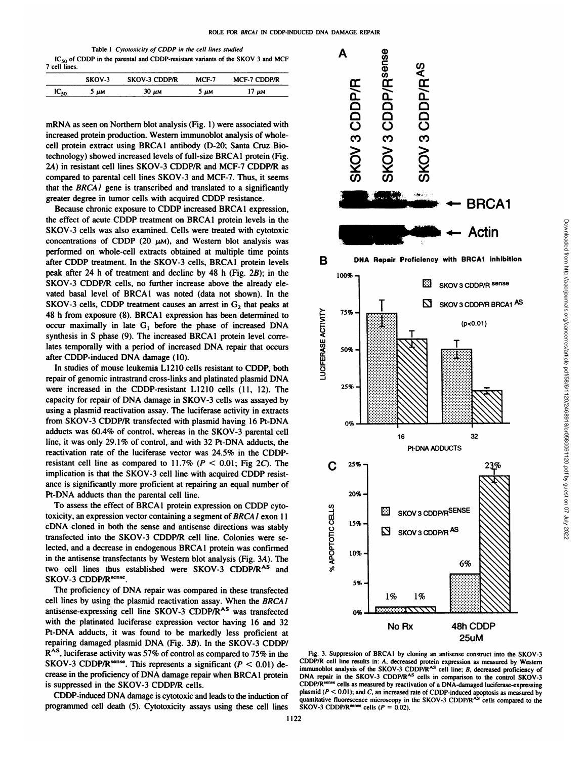Table 1 *Cytotoxicity of CDDP in the cell lines studied*

$IC_{50}$ of CDDP in the parental and CDDP-resistant variants of the SKOV 3 and MCF 7 cell lines.

| | SKOV-3 | SKOV-3 CDDP/R | MCF-7 | MCF-7 CDDP/R |
|---|---|---|---|---|
| $IC_{50}$ | 5 $\mu$M | 30 $\mu$M | 5 $\mu$M | 17 $\mu$M |

mRNA as seen on Northern blot analysis (Fig. 1) were associated with increased protein production. Western immunoblot analysis of whole-cell protein extract using BRCA1 antibody (D-20; Santa Cruz Biotechnology) showed increased levels of full-size BRCA1 protein (Fig. 2*A*) in resistant cell lines SKOV-3 CDDP/R and MCF-7 CDDP/R as compared to parental cell lines SKOV-3 and MCF-7. Thus, it seems that the *BRCA1* gene is transcribed and translated to a significantly greater degree in tumor cells with acquired CDDP resistance.

Because chronic exposure to CDDP increased BRCA1 expression, the effect of acute CDDP treatment on BRCA1 protein levels in the SKOV-3 cells was also examined. Cells were treated with cytotoxic concentrations of CDDP (20 $\mu$M), and Western blot analysis was performed on whole-cell extracts obtained at multiple time points after CDDP treatment. In the SKOV-3 cells, BRCA1 protein levels peak after 24 h of treatment and decline by 48 h (Fig. 2*B*); in the SKOV-3 CDDP/R cells, no further increase above the already elevated basal level of BRCA1 was noted (data not shown). In the SKOV-3 cells, CDDP treatment causes an arrest in $G_2$ that peaks at 48 h from exposure (8). BRCA1 expression has been determined to occur maximally in late $G_1$ before the phase of increased DNA synthesis in S phase (9). The increased BRCA1 protein level correlates temporally with a period of increased DNA repair that occurs after CDDP-induced DNA damage (10).

In studies of mouse leukemia L1210 cells resistant to CDDP, both repair of genomic intrastrand cross-links and platinated plasmid DNA were increased in the CDDP-resistant L1210 cells (11, 12). The capacity for repair of DNA damage in SKOV-3 cells was assayed by using a plasmid reactivation assay. The luciferase activity in extracts from SKOV-3 CDDP/R transfected with plasmid having 16 Pt-DNA adducts was 60.4% of control, whereas in the SKOV-3 parental cell line, it was only 29.1% of control, and with 32 Pt-DNA adducts, the reactivation rate of the luciferase vector was 24.5% in the CDDP-resistant cell line as compared to 11.7% ($P < 0.01$; Fig 2*C*). The implication is that the SKOV-3 cell line with acquired CDDP resistance is significantly more proficient at repairing an equal number of Pt-DNA adducts than the parental cell line.

To assess the effect of BRCA1 protein expression on CDDP cytotoxicity, an expression vector containing a segment of *BRCA1* exon 11 cDNA cloned in both the sense and antisense directions was stably transfected into the SKOV-3 CDDP/R cell line. Colonies were selected, and a decrease in endogenous BRCA1 protein was confirmed in the antisense transfectants by Western blot analysis (Fig. 3*A*). The two cell lines thus established were SKOV-3 CDDP/R$^{AS}$ and SKOV-3 CDDP/R$^{sense}$.

The proficiency of DNA repair was compared in these transfected cell lines by using the plasmid reactivation assay. When the *BRCA1* antisense-expressing cell line SKOV-3 CDDP/R$^{AS}$ was transfected with the platinated luciferase expression vector having 16 and 32 Pt-DNA adducts, it was found to be markedly less proficient at repairing damaged plasmid DNA (Fig. 3*B*). In the SKOV-3 CDDP/R$^{AS}$, luciferase activity was 57% of control as compared to 75% in the SKOV-3 CDDP/R$^{sense}$. This represents a significant ($P < 0.01$) decrease in the proficiency of DNA damage repair when BRCA1 protein is suppressed in the SKOV-3 CDDP/R cells.

CDDP-induced DNA damage is cytotoxic and leads to the induction of programmed cell death (5). Cytotoxicity assays using these cell lines

Fig. 3. Suppression of BRCA1 by cloning an antisense construct into the SKOV-3 CDDP/R cell line results in: *A*, decreased protein expression as measured by Western immunoblot analysis of the SKOV-3 CDDP/R$^{AS}$ cell line; *B*, decreased proficiency of DNA repair in the SKOV-3 CDDP/R$^{AS}$ cells in comparison to the control SKOV-3 CDDP/R$^{sense}$ cells as measured by reactivation of a DNA-damaged luciferase-expressing plasmid ($P < 0.01$); and *C*, an increased rate of CDDP-induced apoptosis as measured by quantitative fluorescence microscopy in the SKOV-3 CDDP/R$^{AS}$ cells compared to the SKOV-3 CDDP/R$^{sense}$ cells ($P = 0.02$).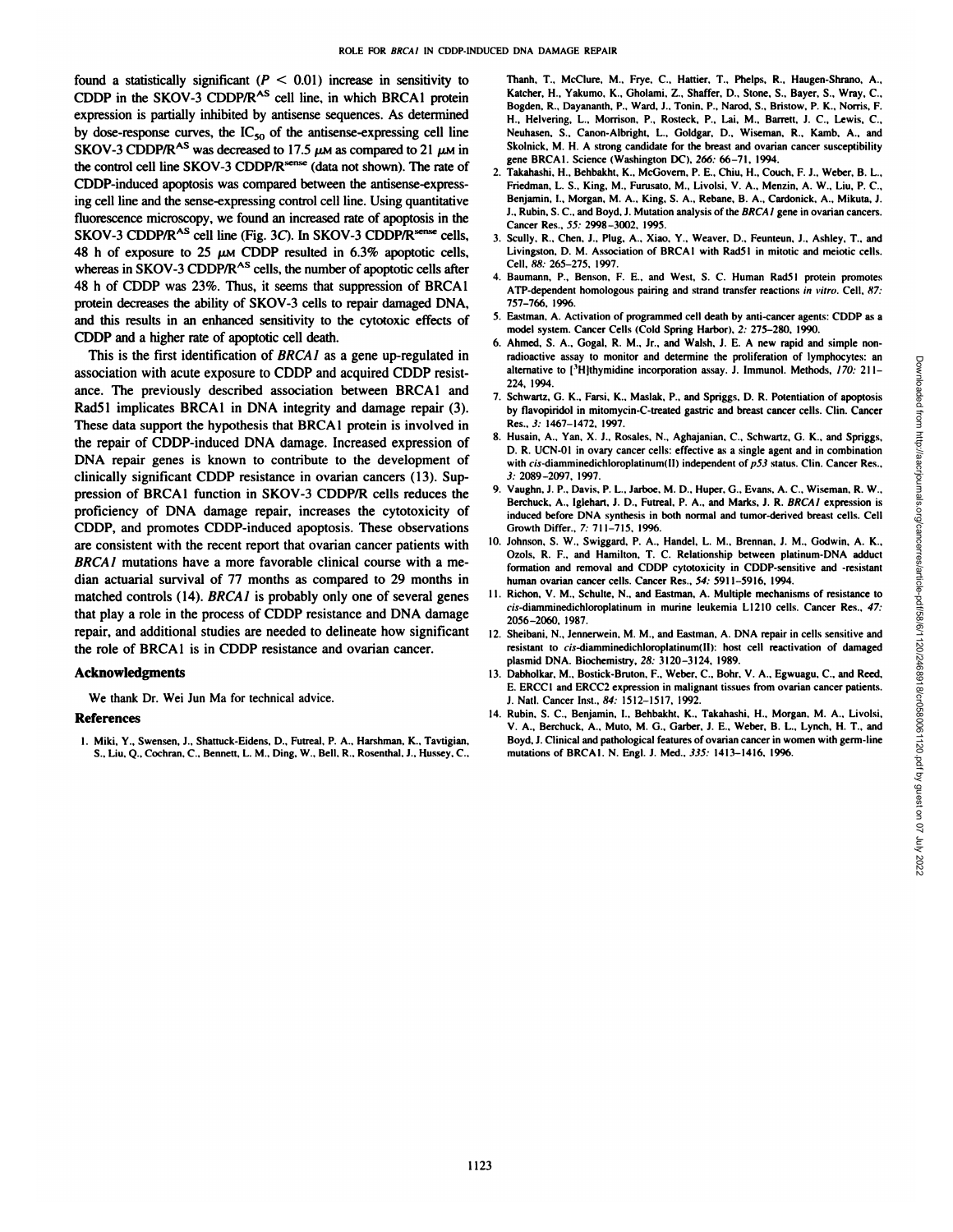found a statistically significant ($P < 0.01$) increase in sensitivity to CDDP in the SKOV-3 CDDP/R$^{AS}$ cell line, in which BRCA1 protein expression is partially inhibited by antisense sequences. As determined by dose-response curves, the $IC_{50}$ of the antisense-expressing cell line SKOV-3 CDDP/R$^{AS}$ was decreased to 17.5 μM as compared to 21 μM in the control cell line SKOV-3 CDDP/R$^{sense}$ (data not shown). The rate of CDDP-induced apoptosis was compared between the antisense-expressing cell line and the sense-expressing control cell line. Using quantitative fluorescence microscopy, we found an increased rate of apoptosis in the SKOV-3 CDDP/R$^{AS}$ cell line (Fig. 3C). In SKOV-3 CDDP/R$^{sense}$ cells, 48 h of exposure to 25 μM CDDP resulted in 6.3% apoptotic cells, whereas in SKOV-3 CDDP/R$^{AS}$ cells, the number of apoptotic cells after 48 h of CDDP was 23%. Thus, it seems that suppression of BRCA1 protein decreases the ability of SKOV-3 cells to repair damaged DNA, and this results in an enhanced sensitivity to the cytotoxic effects of CDDP and a higher rate of apoptotic cell death.

This is the first identification of *BRCA1* as a gene up-regulated in association with acute exposure to CDDP and acquired CDDP resistance. The previously described association between BRCA1 and Rad51 implicates BRCA1 in DNA integrity and damage repair (3). These data support the hypothesis that BRCA1 protein is involved in the repair of CDDP-induced DNA damage. Increased expression of DNA repair genes is known to contribute to the development of clinically significant CDDP resistance in ovarian cancers (13). Suppression of BRCA1 function in SKOV-3 CDDP/R cells reduces the proficiency of DNA damage repair, increases the cytotoxicity of CDDP, and promotes CDDP-induced apoptosis. These observations are consistent with the recent report that ovarian cancer patients with *BRCA1* mutations have a more favorable clinical course with a median actuarial survival of 77 months as compared to 29 months in matched controls (14). *BRCA1* is probably only one of several genes that play a role in the process of CDDP resistance and DNA damage repair, and additional studies are needed to delineate how significant the role of BRCA1 is in CDDP resistance and ovarian cancer.

## Acknowledgments

We thank Dr. Wei Jun Ma for technical advice.

## References

1. Miki, Y., Swensen, J., Shattuck-Eidens, D., Futreal, P. A., Harshman, K., Tavtigian, S., Liu, Q., Cochran, C., Bennett, L. M., Ding, W., Bell, R., Rosenthal, J., Hussey, C., Thanh, T., McClure, M., Frye, C., Hattier, T., Phelps, R., Haugen-Shrano, A., Katcher, H., Yakumo, K., Gholami, Z., Shaffer, D., Stone, S., Bayer, S., Wray, C., Bogden, R., Dayananth, P., Ward, J., Tonin, P., Narod, S., Bristow, P. K., Norris, F. H., Helvering, L., Morrison, P., Rosteck, P., Lai, M., Barrett, J. C., Lewis, C., Neuhasen, S., Canon-Albright, L., Goldgar, D., Wiseman, R., Kamb, A., and Skolnick, M. H. A strong candidate for the breast and ovarian cancer susceptibility gene BRCA1. Science (Washington DC), *266:* 66–71, 1994.
2. Takahashi, H., Behbakht, K., McGovern, P. E., Chiu, H., Couch, F. J., Weber, B. L., Friedman, L. S., King, M., Furusato, M., Livolsi, V. A., Menzin, A. W., Liu, P. C., Benjamin, I., Morgan, M. A., King, S. A., Rebane, B. A., Cardonick, A., Mikuta, J. J., Rubin, S. C., and Boyd, J. Mutation analysis of the *BRCA1* gene in ovarian cancers. Cancer Res., *55:* 2998–3002, 1995.
3. Scully, R., Chen, J., Plug, A., Xiao, Y., Weaver, D., Feunteun, J., Ashley, T., and Livingston, D. M. Association of BRCA1 with Rad51 in mitotic and meiotic cells. Cell, *88:* 265–275, 1997.
4. Baumann, P., Benson, F. E., and West, S. C. Human Rad51 protein promotes ATP-dependent homologous pairing and strand transfer reactions *in vitro*. Cell, *87:* 757–766, 1996.
5. Eastman, A. Activation of programmed cell death by anti-cancer agents: CDDP as a model system. Cancer Cells (Cold Spring Harbor), *2:* 275–280, 1990.
6. Ahmed, S. A., Gogal, R. M., Jr., and Walsh, J. E. A new rapid and simple non-radioactive assay to monitor and determine the proliferation of lymphocytes: an alternative to [$^3$H]thymidine incorporation assay. J. Immunol. Methods, *170:* 211–224, 1994.
7. Schwartz, G. K., Farsi, K., Maslak, P., and Spriggs, D. R. Potentiation of apoptosis by flavopiridol in mitomycin-C-treated gastric and breast cancer cells. Clin. Cancer Res., *3:* 1467–1472, 1997.
8. Husain, A., Yan, X. J., Rosales, N., Aghajanian, C., Schwartz, G. K., and Spriggs, D. R. UCN-01 in ovary cancer cells: effective as a single agent and in combination with *cis*-diamminedichloroplatinum(II) independent of *p53* status. Clin. Cancer Res., *3:* 2089–2097, 1997.
9. Vaughn, J. P., Davis, P. L., Jarboe, M. D., Huper, G., Evans, A. C., Wiseman, R. W., Berchuck, A., Iglehart, J. D., Futreal, P. A., and Marks, J. R. *BRCA1* expression is induced before DNA synthesis in both normal and tumor-derived breast cells. Cell Growth Differ., *7:* 711–715, 1996.
10. Johnson, S. W., Swiggard, P. A., Handel, L. M., Brennan, J. M., Godwin, A. K., Ozols, R. F., and Hamilton, T. C. Relationship between platinum-DNA adduct formation and removal and CDDP cytotoxicity in CDDP-sensitive and -resistant human ovarian cancer cells. Cancer Res., *54:* 5911–5916, 1994.
11. Richon, V. M., Schulte, N., and Eastman, A. Multiple mechanisms of resistance to *cis*-diamminedichloroplatinum in murine leukemia L1210 cells. Cancer Res., *47:* 2056–2060, 1987.
12. Sheibani, N., Jennerwein, M. M., and Eastman, A. DNA repair in cells sensitive and resistant to *cis*-diamminedichloroplatinum(II): host cell reactivation of damaged plasmid DNA. Biochemistry, *28:* 3120–3124, 1989.
13. Dabholkar, M., Bostick-Bruton, F., Weber, C., Bohr, V. A., Egwuagu, C., and Reed, E. ERCC1 and ERCC2 expression in malignant tissues from ovarian cancer patients. J. Natl. Cancer Inst., *84:* 1512–1517, 1992.
14. Rubin, S. C., Benjamin, I., Behbakht, K., Takahashi, H., Morgan, M. A., Livolsi, V. A., Berchuck, A., Muto, M. G., Garber, J. E., Weber, B. L., Lynch, H. T., and Boyd, J. Clinical and pathological features of ovarian cancer in women with germ-line mutations of BRCA1. N. Engl. J. Med., *335:* 1413–1416, 1996.